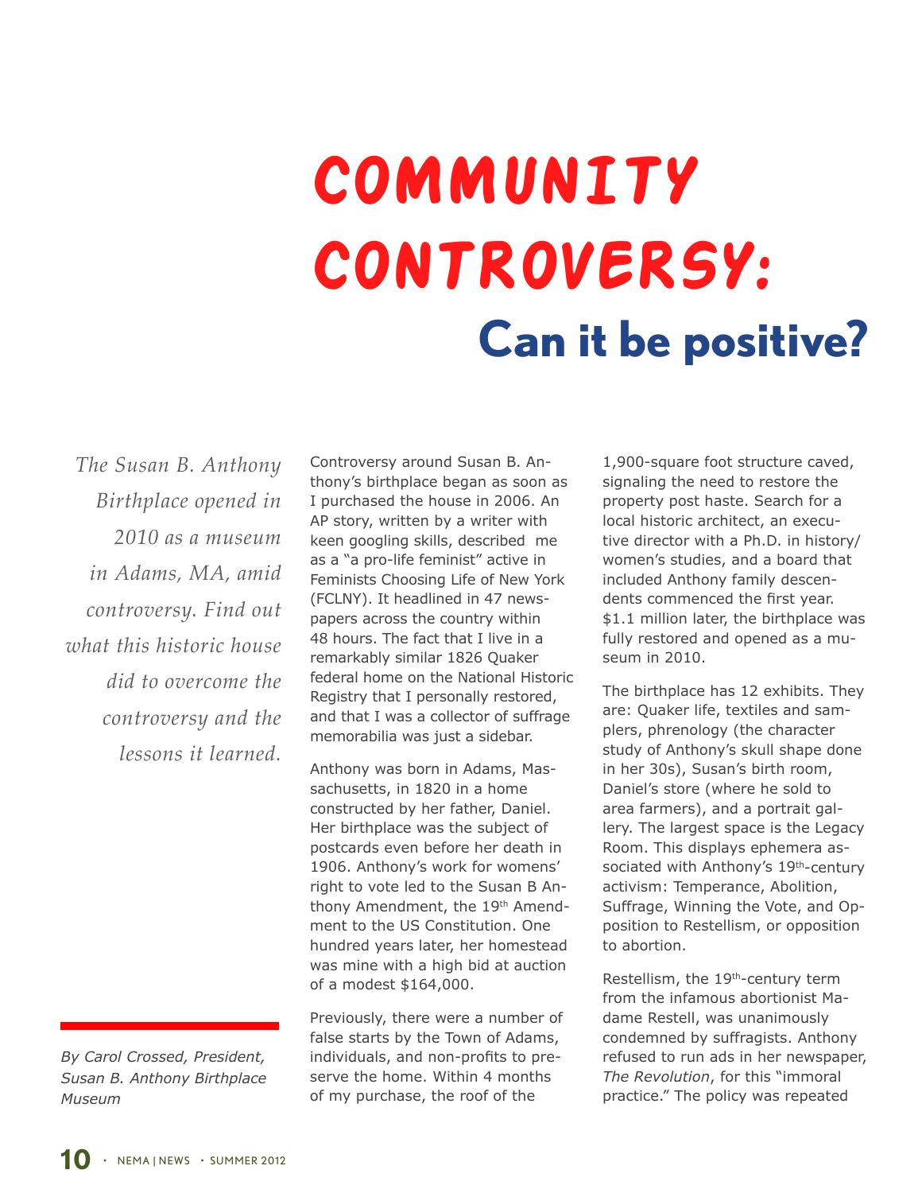# COMMUNITY CONTROVERSY:

## Can it be positive?

*The Susan B. Anthony Birthplace opened in 2010 as a museum in Adams, MA, amid controversy. Find out what this historic house did to overcome the controversy and the lessons it learned.*

*By Carol Crossed, President, Susan B. Anthony Birthplace Museum*

Controversy around Susan B. Anthony's birthplace began as soon as I purchased the house in 2006. An AP story, written by a writer with keen googling skills, described me as a "a pro-life feminist" active in Feminists Choosing Life of New York (FCLNY). It headlined in 47 newspapers across the country within 48 hours. The fact that I live in a remarkably similar 1826 Quaker federal home on the National Historic Registry that I personally restored, and that I was a collector of suffrage memorabilia was just a sidebar.

Anthony was born in Adams, Massachusetts, in 1820 in a home constructed by her father, Daniel. Her birthplace was the subject of postcards even before her death in 1906. Anthony's work for womens' right to vote led to the Susan B Anthony Amendment, the 19th Amendment to the US Constitution. One hundred years later, her homestead was mine with a high bid at auction of a modest $164,000.

Previously, there were a number of false starts by the Town of Adams, individuals, and non-profits to preserve the home. Within 4 months of my purchase, the roof of the 1,900-square foot structure caved, signaling the need to restore the property post haste. Search for a local historic architect, an executive director with a Ph.D. in history/women's studies, and a board that included Anthony family descendents commenced the first year. $1.1 million later, the birthplace was fully restored and opened as a museum in 2010.

The birthplace has 12 exhibits. They are: Quaker life, textiles and samplers, phrenology (the character study of Anthony's skull shape done in her 30s), Susan's birth room, Daniel's store (where he sold to area farmers), and a portrait gallery. The largest space is the Legacy Room. This displays ephemera associated with Anthony's 19th-century activism: Temperance, Abolition, Suffrage, Winning the Vote, and Opposition to Restellism, or opposition to abortion.

Restellism, the 19th-century term from the infamous abortionist Madame Restell, was unanimously condemned by suffragists. Anthony refused to run ads in her newspaper, *The Revolution*, for this "immoral practice." The policy was repeated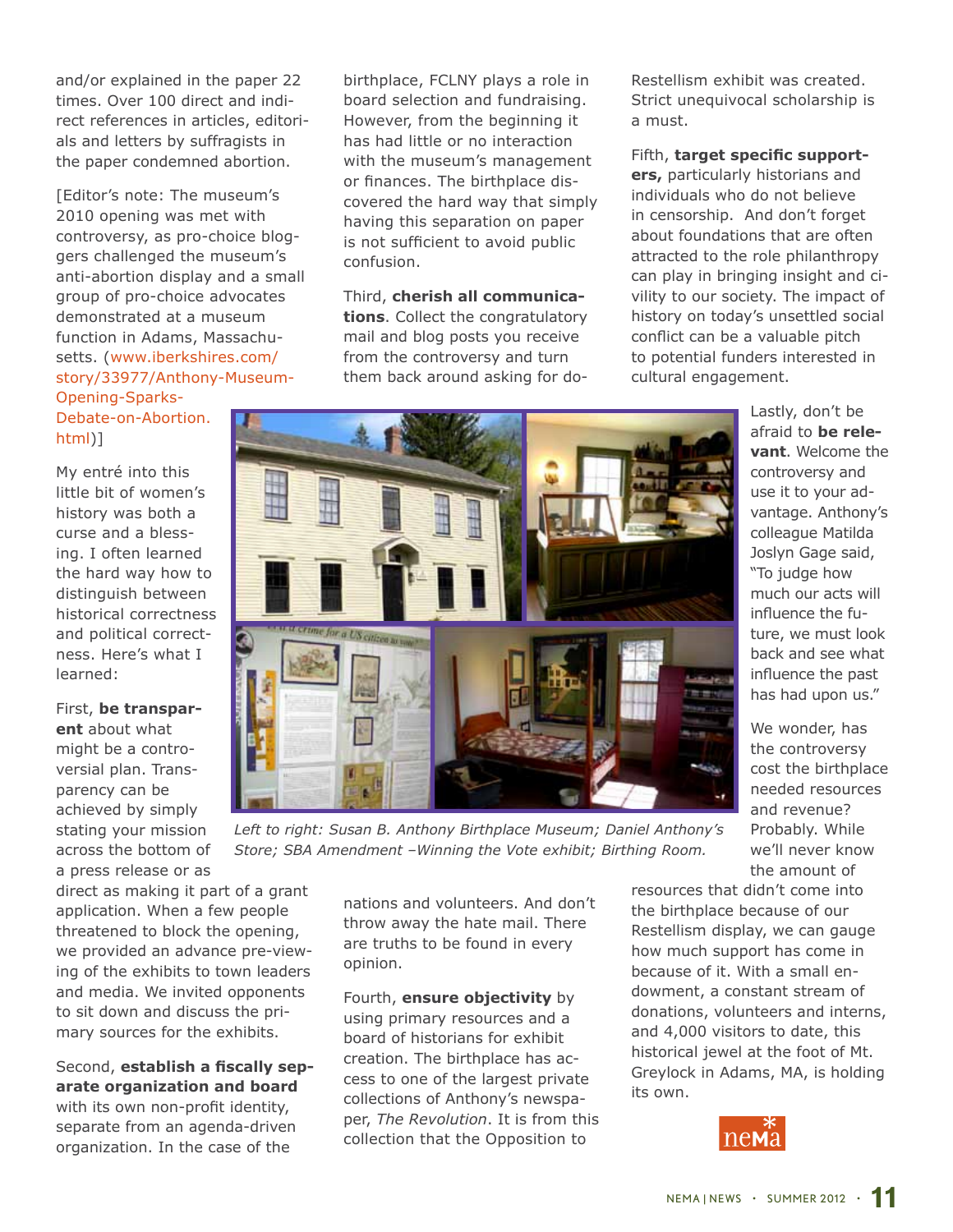and/or explained in the paper 22 times. Over 100 direct and indirect references in articles, editorials and letters by suffragists in the paper condemned abortion.

[Editor's note: The museum's 2010 opening was met with controversy, as pro-choice bloggers challenged the museum's anti-abortion display and a small group of pro-choice advocates demonstrated at a museum function in Adams, Massachusetts. (www.iberkshires.com/story/33977/Anthony-Museum-Opening-Sparks-Debate-on-Abortion.html)]

My entré into this little bit of women's history was both a curse and a blessing. I often learned the hard way how to distinguish between historical correctness and political correctness. Here's what I learned:

First, **be transparent** about what might be a controversial plan. Transparency can be achieved by simply stating your mission across the bottom of a press release or as direct as making it part of a grant application. When a few people threatened to block the opening, we provided an advance pre-viewing of the exhibits to town leaders and media. We invited opponents to sit down and discuss the primary sources for the exhibits.

Second, **establish a fiscally separate organization and board** with its own non-profit identity, separate from an agenda-driven organization. In the case of the birthplace, FCLNY plays a role in board selection and fundraising. However, from the beginning it has had little or no interaction with the museum's management or finances. The birthplace discovered the hard way that simply having this separation on paper is not sufficient to avoid public confusion.

Third, **cherish all communications**. Collect the congratulatory mail and blog posts you receive from the controversy and turn them back around asking for donations and volunteers. And don't throw away the hate mail. There are truths to be found in every opinion.

Fourth, **ensure objectivity** by using primary resources and a board of historians for exhibit creation. The birthplace has access to one of the largest private collections of Anthony's newspaper, *The Revolution*. It is from this collection that the Opposition to Restellism exhibit was created. Strict unequivocal scholarship is a must.

Fifth, **target specific supporters,** particularly historians and individuals who do not believe in censorship. And don't forget about foundations that are often attracted to the role philanthropy can play in bringing insight and civility to our society. The impact of history on today's unsettled social conflict can be a valuable pitch to potential funders interested in cultural engagement.

*Left to right: Susan B. Anthony Birthplace Museum; Daniel Anthony's Store; SBA Amendment –Winning the Vote exhibit; Birthing Room.*

Lastly, don't be afraid to **be relevant**. Welcome the controversy and use it to your advantage. Anthony's colleague Matilda Joslyn Gage said, "To judge how much our acts will influence the future, we must look back and see what influence the past has had upon us."

We wonder, has the controversy cost the birthplace needed resources and revenue? Probably. While we'll never know the amount of resources that didn't come into the birthplace because of our Restellism display, we can gauge how much support has come in because of it. With a small endowment, a constant stream of donations, volunteers and interns, and 4,000 visitors to date, this historical jewel at the foot of Mt. Greylock in Adams, MA, is holding its own.